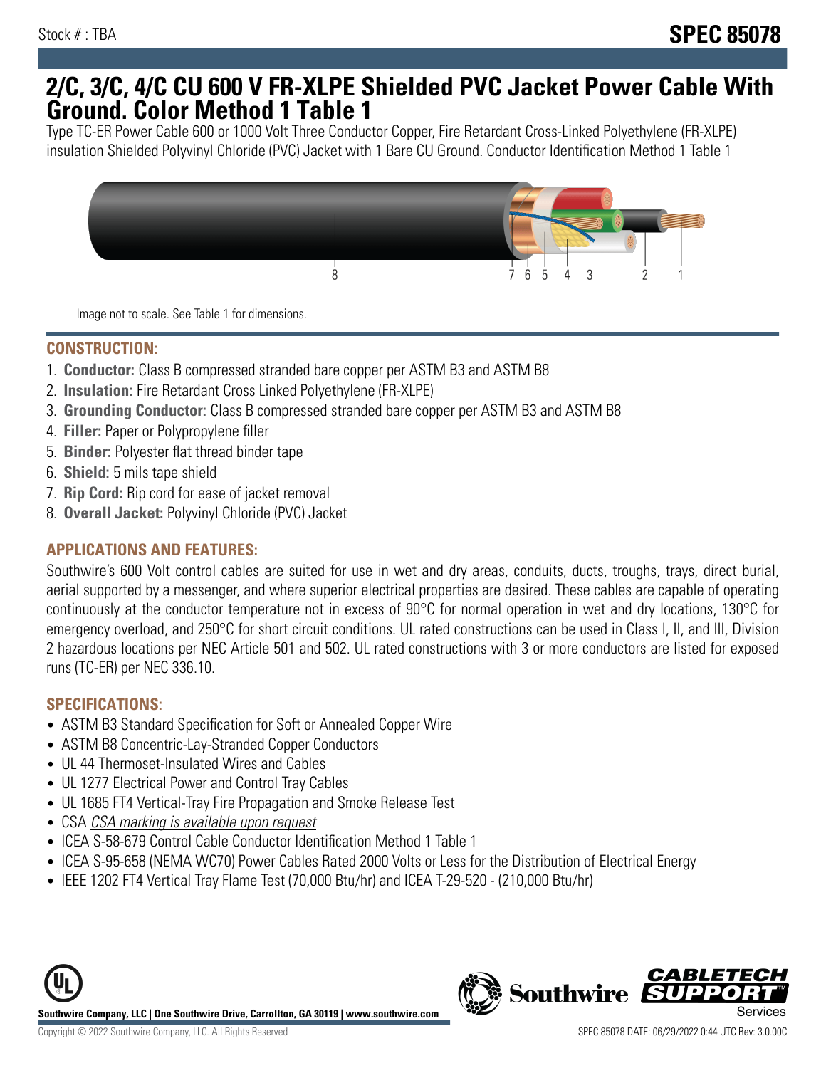Stock # : TBA

# SPEC 85078

# 2/C, 3/C, 4/C CU 600 V FR-XLPE Shielded PVC Jacket Power Cable With Ground. Color Method 1 Table 1

Type TC-ER Power Cable 600 or 1000 Volt Three Conductor Copper, Fire Retardant Cross-Linked Polyethylene (FR-XLPE) insulation Shielded Polyvinyl Chloride (PVC) Jacket with 1 Bare CU Ground. Conductor Identification Method 1 Table 1

8 7 6 5 4 3 2 1

Image not to scale. See Table 1 for dimensions.

## CONSTRUCTION:

1. **Conductor:** Class B compressed stranded bare copper per ASTM B3 and ASTM B8
2. **Insulation:** Fire Retardant Cross Linked Polyethylene (FR-XLPE)
3. **Grounding Conductor:** Class B compressed stranded bare copper per ASTM B3 and ASTM B8
4. **Filler:** Paper or Polypropylene filler
5. **Binder:** Polyester flat thread binder tape
6. **Shield:** 5 mils tape shield
7. **Rip Cord:** Rip cord for ease of jacket removal
8. **Overall Jacket:** Polyvinyl Chloride (PVC) Jacket

## APPLICATIONS AND FEATURES:

Southwire's 600 Volt control cables are suited for use in wet and dry areas, conduits, ducts, troughs, trays, direct burial, aerial supported by a messenger, and where superior electrical properties are desired. These cables are capable of operating continuously at the conductor temperature not in excess of 90°C for normal operation in wet and dry locations, 130°C for emergency overload, and 250°C for short circuit conditions. UL rated constructions can be used in Class I, II, and III, Division 2 hazardous locations per NEC Article 501 and 502. UL rated constructions with 3 or more conductors are listed for exposed runs (TC-ER) per NEC 336.10.

## SPECIFICATIONS:

- ASTM B3 Standard Specification for Soft or Annealed Copper Wire
- ASTM B8 Concentric-Lay-Stranded Copper Conductors
- UL 44 Thermoset-Insulated Wires and Cables
- UL 1277 Electrical Power and Control Tray Cables
- UL 1685 FT4 Vertical-Tray Fire Propagation and Smoke Release Test
- CSA *CSA marking is available upon request*
- ICEA S-58-679 Control Cable Conductor Identification Method 1 Table 1
- ICEA S-95-658 (NEMA WC70) Power Cables Rated 2000 Volts or Less for the Distribution of Electrical Energy
- IEEE 1202 FT4 Vertical Tray Flame Test (70,000 Btu/hr) and ICEA T-29-520 - (210,000 Btu/hr)

**Southwire Company, LLC | One Southwire Drive, Carrollton, GA 30119 | www.southwire.com**

Copyright © 2022 Southwire Company, LLC. All Rights Reserved

SPEC 85078 DATE: 06/29/2022 0:44 UTC Rev: 3.0.00C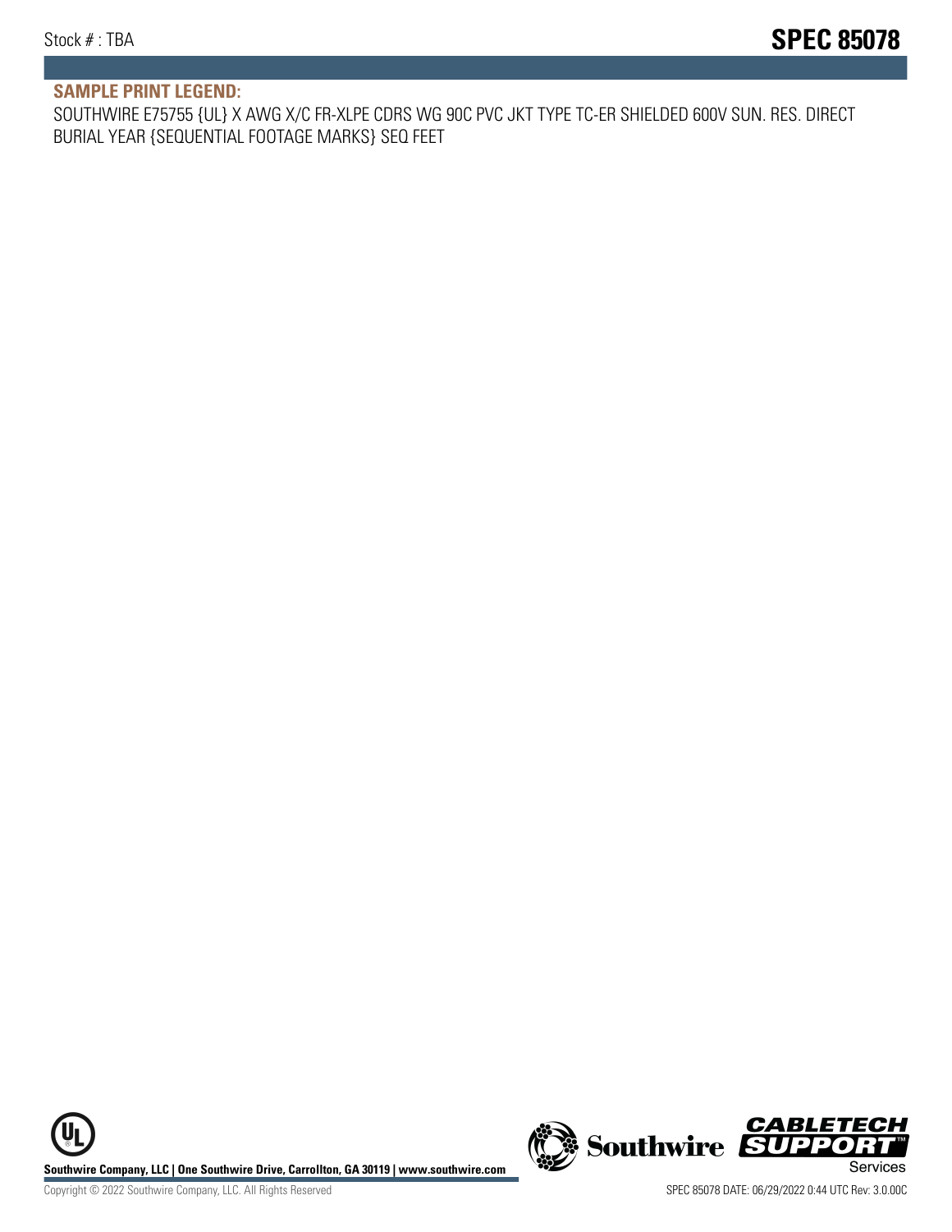## SAMPLE PRINT LEGEND:

SOUTHWIRE E75755 {UL} X AWG X/C FR-XLPE CDRS WG 90C PVC JKT TYPE TC-ER SHIELDED 600V SUN. RES. DIRECT BURIAL YEAR {SEQUENTIAL FOOTAGE MARKS} SEQ FEET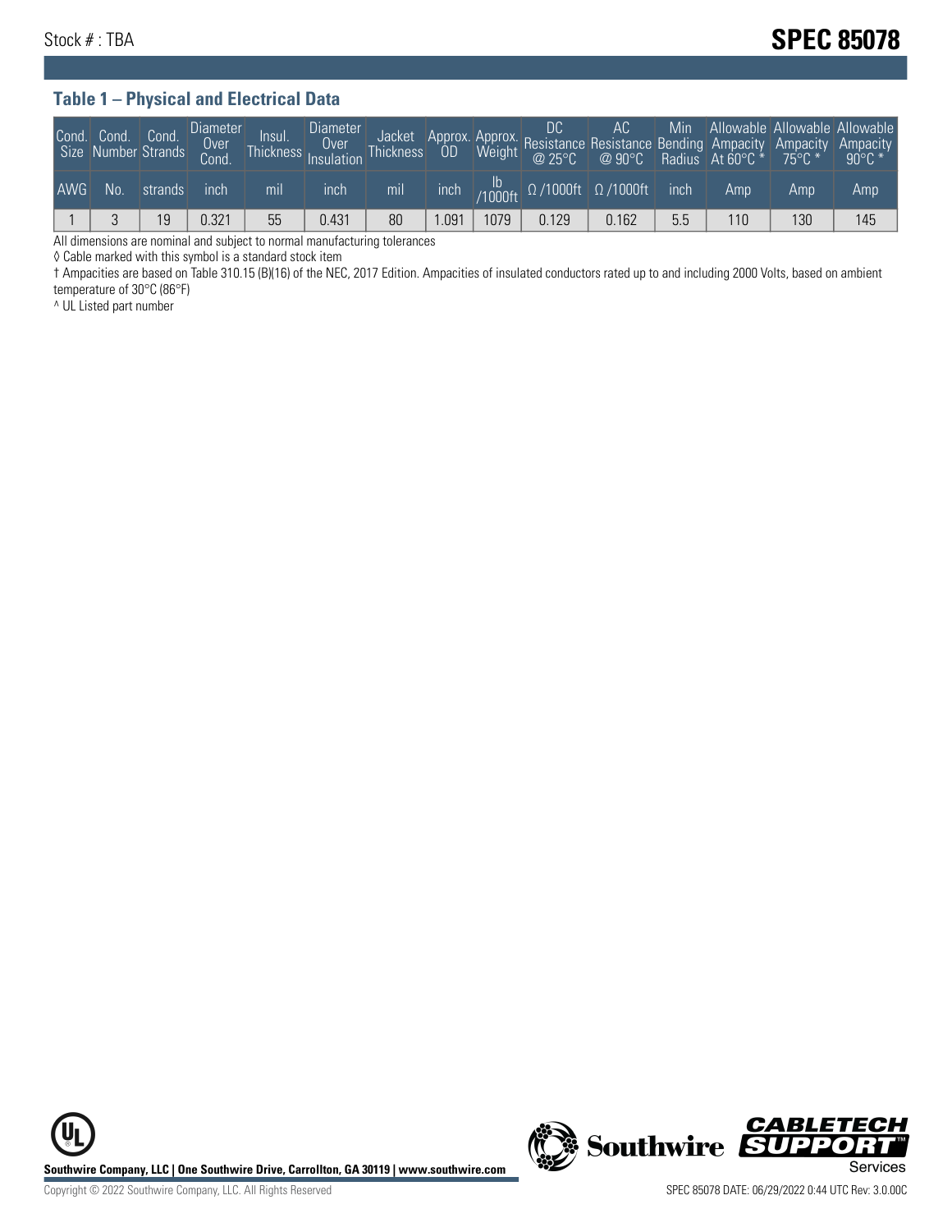### Table 1 – Physical and Electrical Data

| Cond. Size | Cond. Number | Cond. Strands | Diameter Over Cond. | Insul. Thickness | Diameter Over Insulation | Jacket Thickness | Approx. OD | Approx. Weight | DC Resistance @ 25°C | AC Resistance @ 90°C | Min Bending Radius | Allowable Ampacity At 60°C * | Allowable Ampacity 75°C * | Allowable Ampacity 90°C * |
|---|---|---|---|---|---|---|---|---|---|---|---|---|---|---|
| AWG | No. | strands | inch | mil | inch | mil | inch | lb /1000ft | Ω /1000ft | Ω /1000ft | inch | Amp | Amp | Amp |
| 1 | 3 | 19 | 0.321 | 55 | 0.431 | 80 | 1.091 | 1079 | 0.129 | 0.162 | 5.5 | 110 | 130 | 145 |

All dimensions are nominal and subject to normal manufacturing tolerances

◊ Cable marked with this symbol is a standard stock item

† Ampacities are based on Table 310.15 (B)(16) of the NEC, 2017 Edition. Ampacities of insulated conductors rated up to and including 2000 Volts, based on ambient temperature of 30°C (86°F)

^ UL Listed part number

**Southwire Company, LLC | One Southwire Drive, Carrollton, GA 30119 | www.southwire.com**

Copyright © 2022 Southwire Company, LLC. All Rights Reserved

SPEC 85078 DATE: 06/29/2022 0:44 UTC Rev: 3.0.00C